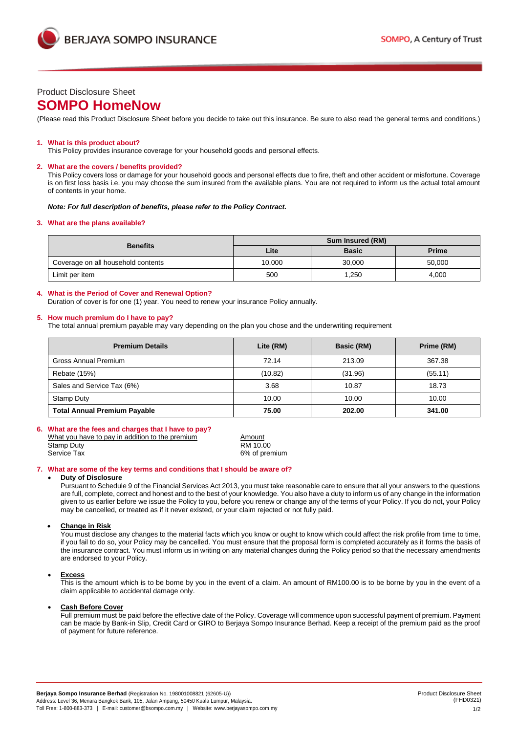Product Disclosure Sheet

# SOMPO HomeNow

(Please read this Product Disclosure Sheet before you decide to take out this insurance. Be sure to also read the general terms and conditions.)

## 1. What is this product about?

This Policy provides insurance coverage for your household goods and personal effects.

## 2. What are the covers / benefits provided?

This Policy covers loss or damage for your household goods and personal effects due to fire, theft and other accident or misfortune. Coverage is on first loss basis i.e. you may choose the sum insured from the available plans. You are not required to inform us the actual total amount of contents in your home.

***Note: For full description of benefits, please refer to the Policy Contract.***

## 3. What are the plans available?

| Benefits | Sum Insured (RM) | | |
|---|---|---|---|
| | Lite | Basic | Prime |
| Coverage on all household contents | 10,000 | 30,000 | 50,000 |
| Limit per item | 500 | 1,250 | 4,000 |

## 4. What is the Period of Cover and Renewal Option?

Duration of cover is for one (1) year. You need to renew your insurance Policy annually.

## 5. How much premium do I have to pay?

The total annual premium payable may vary depending on the plan you chose and the underwriting requirement

| Premium Details | Lite (RM) | Basic (RM) | Prime (RM) |
|---|---|---|---|
| Gross Annual Premium | 72.14 | 213.09 | 367.38 |
| Rebate (15%) | (10.82) | (31.96) | (55.11) |
| Sales and Service Tax (6%) | 3.68 | 10.87 | 18.73 |
| Stamp Duty | 10.00 | 10.00 | 10.00 |
| **Total Annual Premium Payable** | **75.00** | **202.00** | **341.00** |

## 6. What are the fees and charges that I have to pay?

| What you have to pay in addition to the premium | Amount |
|---|---|
| Stamp Duty | RM 10.00 |
| Service Tax | 6% of premium |

## 7. What are some of the key terms and conditions that I should be aware of?

- **Duty of Disclosure**

  Pursuant to Schedule 9 of the Financial Services Act 2013, you must take reasonable care to ensure that all your answers to the questions are full, complete, correct and honest and to the best of your knowledge. You also have a duty to inform us of any change in the information given to us earlier before we issue the Policy to you, before you renew or change any of the terms of your Policy. If you do not, your Policy may be cancelled, or treated as if it never existed, or your claim rejected or not fully paid.

- **Change in Risk**

  You must disclose any changes to the material facts which you know or ought to know which could affect the risk profile from time to time, if you fail to do so, your Policy may be cancelled. You must ensure that the proposal form is completed accurately as it forms the basis of the insurance contract. You must inform us in writing on any material changes during the Policy period so that the necessary amendments are endorsed to your Policy.

- **Excess**

  This is the amount which is to be borne by you in the event of a claim. An amount of RM100.00 is to be borne by you in the event of a claim applicable to accidental damage only.

- **Cash Before Cover**

  Full premium must be paid before the effective date of the Policy. Coverage will commence upon successful payment of premium. Payment can be made by Bank-in Slip, Credit Card or GIRO to Berjaya Sompo Insurance Berhad. Keep a receipt of the premium paid as the proof of payment for future reference.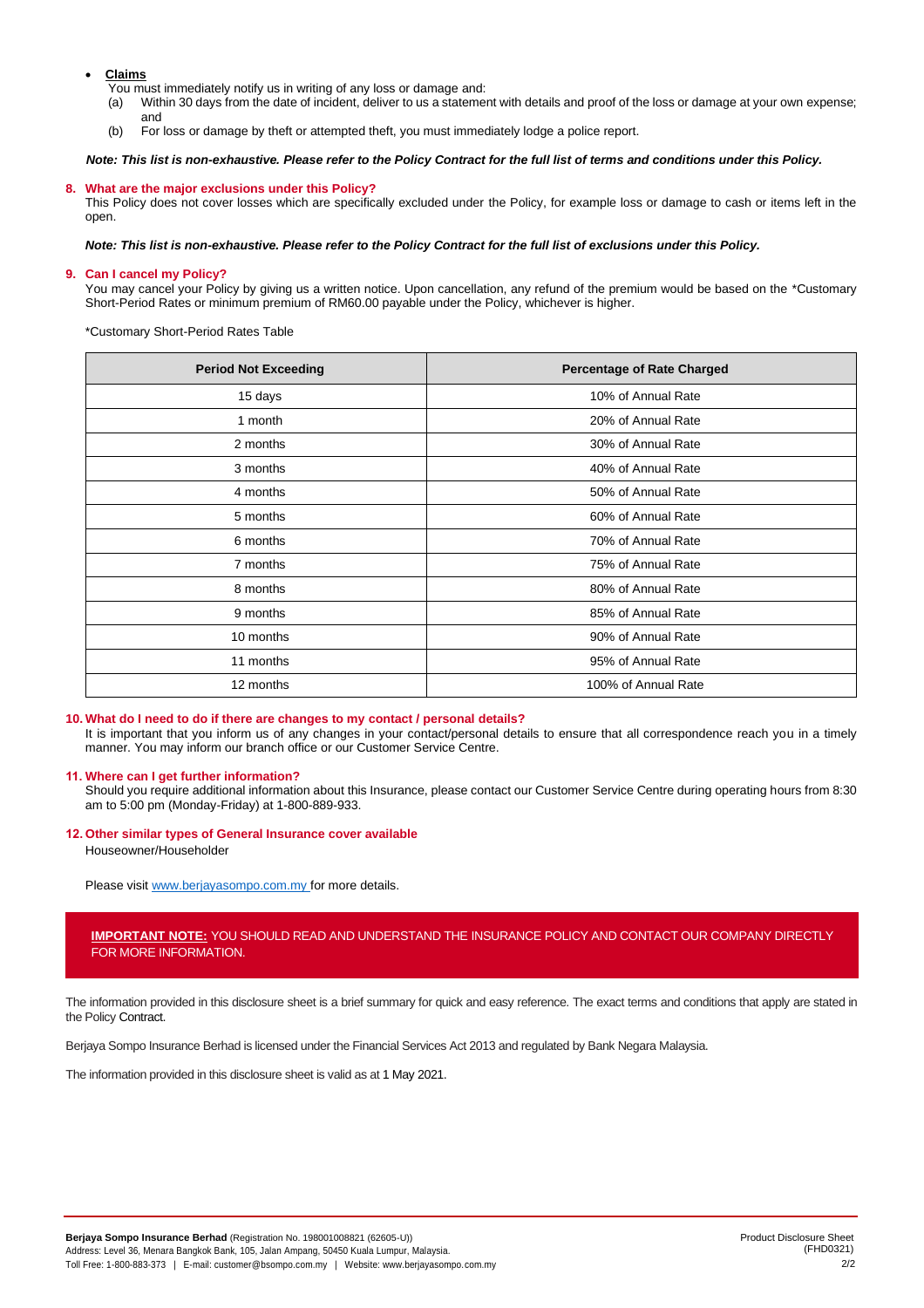- **Claims**

  You must immediately notify us in writing of any loss or damage and:

  (a) Within 30 days from the date of incident, deliver to us a statement with details and proof of the loss or damage at your own expense; and

  (b) For loss or damage by theft or attempted theft, you must immediately lodge a police report.

***Note: This list is non-exhaustive. Please refer to the Policy Contract for the full list of terms and conditions under this Policy.***

**8. What are the major exclusions under this Policy?**

This Policy does not cover losses which are specifically excluded under the Policy, for example loss or damage to cash or items left in the open.

***Note: This list is non-exhaustive. Please refer to the Policy Contract for the full list of exclusions under this Policy.***

**9. Can I cancel my Policy?**

You may cancel your Policy by giving us a written notice. Upon cancellation, any refund of the premium would be based on the *Customary Short-Period Rates or minimum premium of RM60.00 payable under the Policy, whichever is higher.

*Customary Short-Period Rates Table

| Period Not Exceeding | Percentage of Rate Charged |
|---|---|
| 15 days | 10% of Annual Rate |
| 1 month | 20% of Annual Rate |
| 2 months | 30% of Annual Rate |
| 3 months | 40% of Annual Rate |
| 4 months | 50% of Annual Rate |
| 5 months | 60% of Annual Rate |
| 6 months | 70% of Annual Rate |
| 7 months | 75% of Annual Rate |
| 8 months | 80% of Annual Rate |
| 9 months | 85% of Annual Rate |
| 10 months | 90% of Annual Rate |
| 11 months | 95% of Annual Rate |
| 12 months | 100% of Annual Rate |

**10. What do I need to do if there are changes to my contact / personal details?**

It is important that you inform us of any changes in your contact/personal details to ensure that all correspondence reach you in a timely manner. You may inform our branch office or our Customer Service Centre.

**11. Where can I get further information?**

Should you require additional information about this Insurance, please contact our Customer Service Centre during operating hours from 8:30 am to 5:00 pm (Monday-Friday) at 1-800-889-933.

**12. Other similar types of General Insurance cover available**

Houseowner/Householder

Please visit www.berjayasompo.com.my for more details.

**IMPORTANT NOTE:** YOU SHOULD READ AND UNDERSTAND THE INSURANCE POLICY AND CONTACT OUR COMPANY DIRECTLY FOR MORE INFORMATION.

The information provided in this disclosure sheet is a brief summary for quick and easy reference. The exact terms and conditions that apply are stated in the Policy Contract.

Berjaya Sompo Insurance Berhad is licensed under the Financial Services Act 2013 and regulated by Bank Negara Malaysia.

The information provided in this disclosure sheet is valid as at 1 May 2021.